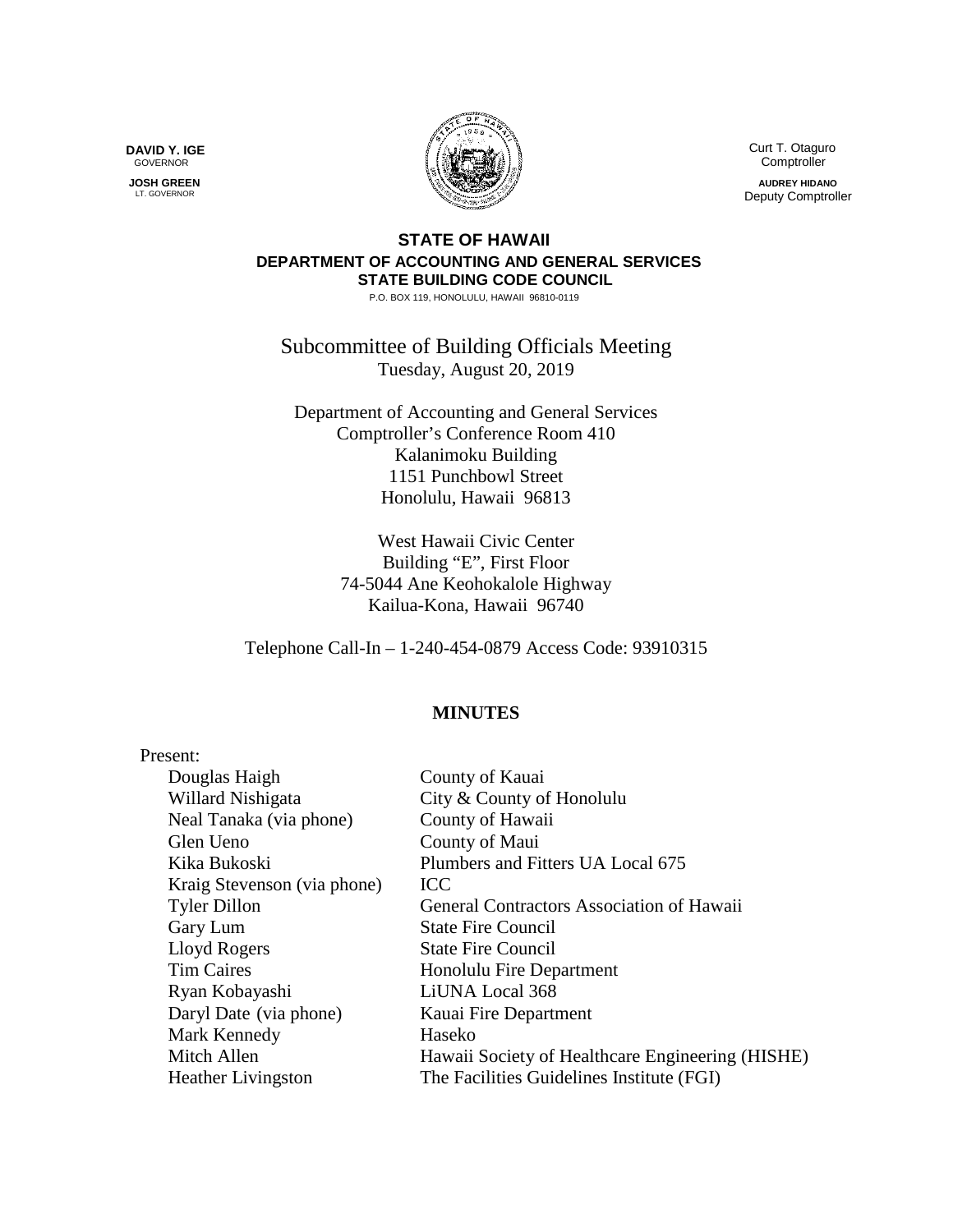**DAVID Y. IGE**
GOVERNOR

**JOSH GREEN**
LT. GOVERNOR

Curt T. Otaguro
Comptroller

**AUDREY HIDANO**
Deputy Comptroller

**STATE OF HAWAII**
**DEPARTMENT OF ACCOUNTING AND GENERAL SERVICES**
**STATE BUILDING CODE COUNCIL**
P.O. BOX 119, HONOLULU, HAWAII 96810-0119

Subcommittee of Building Officials Meeting
Tuesday, August 20, 2019

Department of Accounting and General Services
Comptroller's Conference Room 410
Kalanimoku Building
1151 Punchbowl Street
Honolulu, Hawaii 96813

West Hawaii Civic Center
Building "E", First Floor
74-5044 Ane Keohokalole Highway
Kailua-Kona, Hawaii 96740

Telephone Call-In – 1-240-454-0879 Access Code: 93910315

## MINUTES

Present:

| | |
|---|---|
| Douglas Haigh | County of Kauai |
| Willard Nishigata | City & County of Honolulu |
| Neal Tanaka (via phone) | County of Hawaii |
| Glen Ueno | County of Maui |
| Kika Bukoski | Plumbers and Fitters UA Local 675 |
| Kraig Stevenson (via phone) | ICC |
| Tyler Dillon | General Contractors Association of Hawaii |
| Gary Lum | State Fire Council |
| Lloyd Rogers | State Fire Council |
| Tim Caires | Honolulu Fire Department |
| Ryan Kobayashi | LiUNA Local 368 |
| Daryl Date (via phone) | Kauai Fire Department |
| Mark Kennedy | Haseko |
| Mitch Allen | Hawaii Society of Healthcare Engineering (HISHE) |
| Heather Livingston | The Facilities Guidelines Institute (FGI) |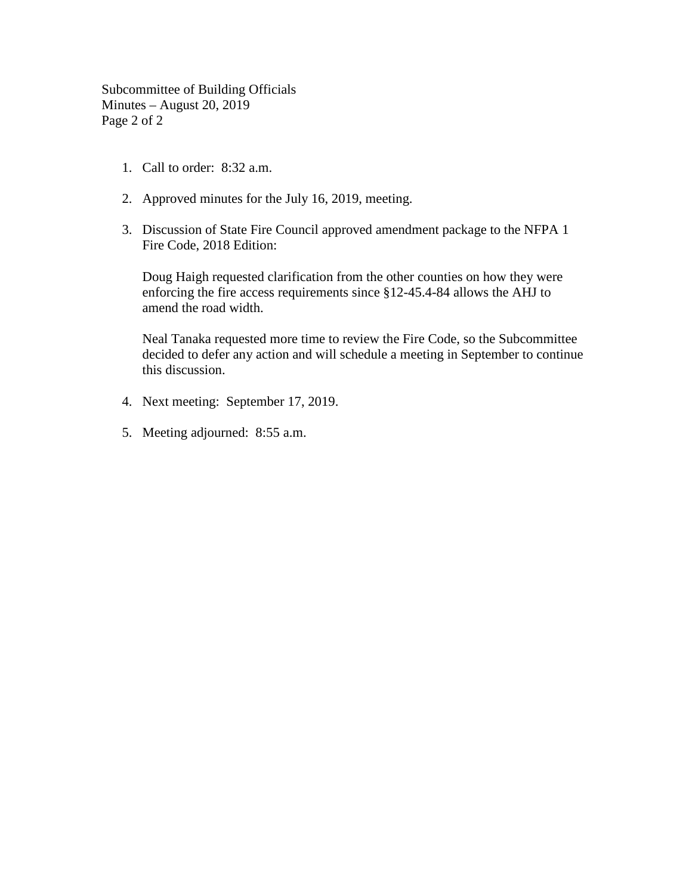1. Call to order:  8:32 a.m.

2. Approved minutes for the July 16, 2019, meeting.

3. Discussion of State Fire Council approved amendment package to the NFPA 1 Fire Code, 2018 Edition:

   Doug Haigh requested clarification from the other counties on how they were enforcing the fire access requirements since §12-45.4-84 allows the AHJ to amend the road width.

   Neal Tanaka requested more time to review the Fire Code, so the Subcommittee decided to defer any action and will schedule a meeting in September to continue this discussion.

4. Next meeting:  September 17, 2019.

5. Meeting adjourned:  8:55 a.m.